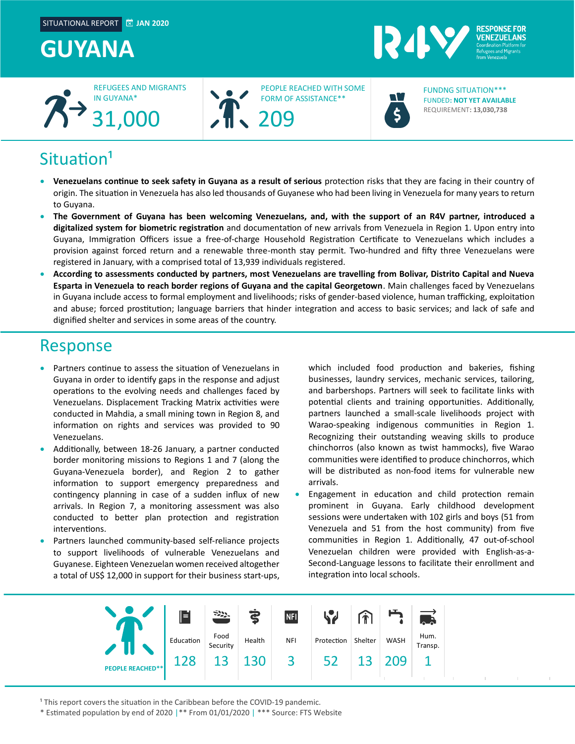SITUATIONAL REPORT JAN 2020

# GUYANA

RESPONSE FOR VENEZUELANS
Coordination Platform for Refugees and Migrants from Venezuela

REFUGEES AND MIGRANTS IN GUYANA*
31,000

PEOPLE REACHED WITH SOME FORM OF ASSISTANCE**
209

FUNDNG SITUATION***
FUNDED: **NOT YET AVAILABLE**
REQUIREMENT: **13,030,738**

## Situation[1]

- **Venezuelans continue to seek safety in Guyana as a result of serious** protection risks that they are facing in their country of origin. The situation in Venezuela has also led thousands of Guyanese who had been living in Venezuela for many years to return to Guyana.
- **The Government of Guyana has been welcoming Venezuelans, and, with the support of an R4V partner, introduced a digitalized system for biometric registration** and documentation of new arrivals from Venezuela in Region 1. Upon entry into Guyana, Immigration Officers issue a free-of-charge Household Registration Certificate to Venezuelans which includes a provision against forced return and a renewable three-month stay permit. Two-hundred and fifty three Venezuelans were registered in January, with a comprised total of 13,939 individuals registered.
- **According to assessments conducted by partners, most Venezuelans are travelling from Bolivar, Distrito Capital and Nueva Esparta in Venezuela to reach border regions of Guyana and the capital Georgetown**. Main challenges faced by Venezuelans in Guyana include access to formal employment and livelihoods; risks of gender-based violence, human trafficking, exploitation and abuse; forced prostitution; language barriers that hinder integration and access to basic services; and lack of safe and dignified shelter and services in some areas of the country.

## Response

- Partners continue to assess the situation of Venezuelans in Guyana in order to identify gaps in the response and adjust operations to the evolving needs and challenges faced by Venezuelans. Displacement Tracking Matrix activities were conducted in Mahdia, a small mining town in Region 8, and information on rights and services was provided to 90 Venezuelans.
- Additionally, between 18-26 January, a partner conducted border monitoring missions to Regions 1 and 7 (along the Guyana-Venezuela border), and Region 2 to gather information to support emergency preparedness and contingency planning in case of a sudden influx of new arrivals. In Region 7, a monitoring assessment was also conducted to better plan protection and registration interventions.
- Partners launched community-based self-reliance projects to support livelihoods of vulnerable Venezuelans and Guyanese. Eighteen Venezuelan women received altogether a total of US$ 12,000 in support for their business start-ups, which included food production and bakeries, fishing businesses, laundry services, mechanic services, tailoring, and barbershops. Partners will seek to facilitate links with potential clients and training opportunities. Additionally, partners launched a small-scale livelihoods project with Warao-speaking indigenous communities in Region 1. Recognizing their outstanding weaving skills to produce chinchorros (also known as twist hammocks), five Warao communities were identified to produce chinchorros, which will be distributed as non-food items for vulnerable new arrivals.
- Engagement in education and child protection remain prominent in Guyana. Early childhood development sessions were undertaken with 102 girls and boys (51 from Venezuela and 51 from the host community) from five communities in Region 1. Additionally, 47 out-of-school Venezuelan children were provided with English-as-a-Second-Language lessons to facilitate their enrollment and integration into local schools.

| PEOPLE REACHED** | Education | Food Security | Health | NFI | Protection | Shelter | WASH | Hum. Transp. |
|---|---|---|---|---|---|---|---|---|
| | 128 | 13 | 130 | 3 | 52 | 13 | 209 | 1 |

[1] This report covers the situation in the Caribbean before the COVID-19 pandemic.
* Estimated population by end of 2020 | ** From 01/01/2020 | *** Source: FTS Website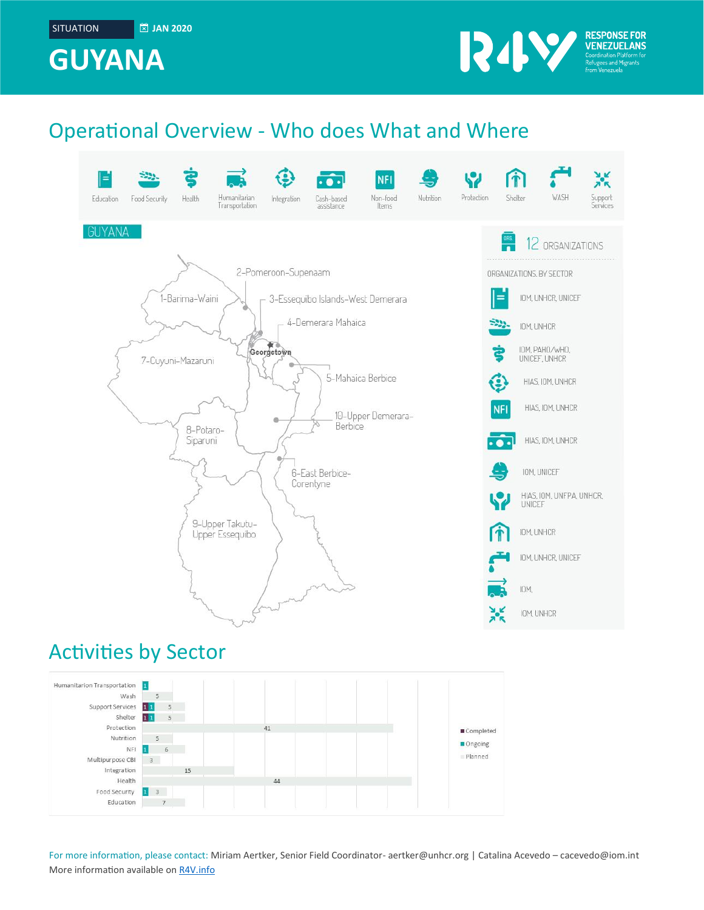SITUATION JAN 2020

# GUYANA

RESPONSE FOR VENEZUELANS
Coordination Platform for Refugees and Migrants from Venezuela

## Operational Overview - Who does What and Where

Education | Food Security | Health | Humanitarian Transportation | Integration | Cash-based assistance | Non-food Items | Nutrition | Protection | Shelter | WASH | Support Services

GUYANA

1-Barima-Waini
2-Pomeroon-Supenaam
3-Essequibo Islands-West Demerara
4-Demerara Mahaica
Georgetown
5-Mahaica Berbice
6-East Berbice-Corentyne
7-Cuyuni-Mazaruni
8-Potaro-Siparuni
9-Upper Takutu-Upper Essequibo
10-Upper Demerara-Berbice

12 ORGANIZATIONS

ORGANIZATIONS BY SECTOR

- Education: IOM, UNHCR, UNICEF
- Food Security: IOM, UNHCR
- Health: IOM, PAHO/WHO, UNICEF, UNHCR
- Integration: HIAS, IOM, UNHCR
- NFI: HIAS, IOM, UNHCR
- Cash-based assistance: HIAS, IOM, UNHCR
- Nutrition: IOM, UNICEF
- Protection: HIAS, IOM, UNFPA, UNHCR, UNICEF
- Shelter: IOM, UNHCR
- WASH: IOM, UNHCR, UNICEF
- Humanitarian Transportation: IOM,
- Support Services: IOM, UNHCR

## Activities by Sector

Humanitarian Transportation 1
Wash 5
Support Services 1 1 5
Shelter 1 1 5
Protection 41
Nutrition 5
NFI 1 6
Multipurpose CBI 3
Integration 15
Health 44
Food Security 1 3
Education 7

Completed
Ongoing
Planned

For more information, please contact: Miriam Aertker, Senior Field Coordinator- aertker@unhcr.org | Catalina Acevedo – cacevedo@iom.int
More information available on R4V.info